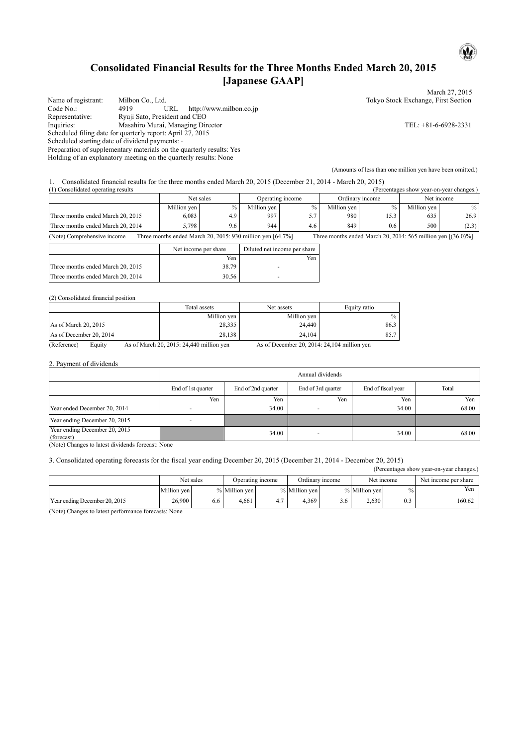# Consolidated Financial Results for the Three Months Ended March 20, 2015 [Japanese GAAP]

March 27, 2015

Name of registrant: Milbon Co., Ltd. — Tokyo Stock Exchange, First Section
Code No.: 4919 URL http://www.milbon.co.jp
Representative: Ryuji Sato, President and CEO
Inquiries: Masahiro Murai, Managing Director — TEL: +81-6-6928-2331
Scheduled filing date for quarterly report: April 27, 2015
Scheduled starting date of dividend payments: -
Preparation of supplementary materials on the quarterly results: Yes
Holding of an explanatory meeting on the quarterly results: None

(Amounts of less than one million yen have been omitted.)

1. Consolidated financial results for the three months ended March 20, 2015 (December 21, 2014 - March 20, 2015)

(1) Consolidated operating results (Percentages show year-on-year changes.)

| | Net sales | | Operating income | | Ordinary income | | Net income | |
|---|---|---|---|---|---|---|---|---|
| | Million yen | % | Million yen | % | Million yen | % | Million yen | % |
| Three months ended March 20, 2015 | 6,083 | 4.9 | 997 | 5.7 | 980 | 15.3 | 635 | 26.9 |
| Three months ended March 20, 2014 | 5,798 | 9.6 | 944 | 4.6 | 849 | 0.6 | 500 | (2.3) |

(Note) Comprehensive income Three months ended March 20, 2015: 930 million yen [64.7%] Three months ended March 20, 2014: 565 million yen [(36.0)%]

| | Net income per share | Diluted net income per share |
|---|---|---|
| | Yen | Yen |
| Three months ended March 20, 2015 | 38.79 | - |
| Three months ended March 20, 2014 | 30.56 | - |

(2) Consolidated financial position

| | Total assets | Net assets | Equity ratio |
|---|---|---|---|
| | Million yen | Million yen | % |
| As of March 20, 2015 | 28,335 | 24,440 | 86.3 |
| As of December 20, 2014 | 28,138 | 24,104 | 85.7 |

(Reference) Equity As of March 20, 2015: 24,440 million yen As of December 20, 2014: 24,104 million yen

2. Payment of dividends

| | Annual dividends | | | | |
|---|---|---|---|---|---|
| | End of 1st quarter | End of 2nd quarter | End of 3rd quarter | End of fiscal year | Total |
| | Yen | Yen | Yen | Yen | Yen |
| Year ended December 20, 2014 | - | 34.00 | - | 34.00 | 68.00 |
| Year ending December 20, 2015 | - | | | | |
| Year ending December 20, 2015 (forecast) | | 34.00 | - | 34.00 | 68.00 |

(Note) Changes to latest dividends forecast: None

3. Consolidated operating forecasts for the fiscal year ending December 20, 2015 (December 21, 2014 - December 20, 2015)

(Percentages show year-on-year changes.)

| | Net sales | | Operating income | | Ordinary income | | Net income | | Net income per share |
|---|---|---|---|---|---|---|---|---|---|
| | Million yen | % | Million yen | % | Million yen | % | Million yen | % | Yen |
| Year ending December 20, 2015 | 26,900 | 6.6 | 4,661 | 4.7 | 4,369 | 3.6 | 2,630 | 0.3 | 160.62 |

(Note) Changes to latest performance forecasts: None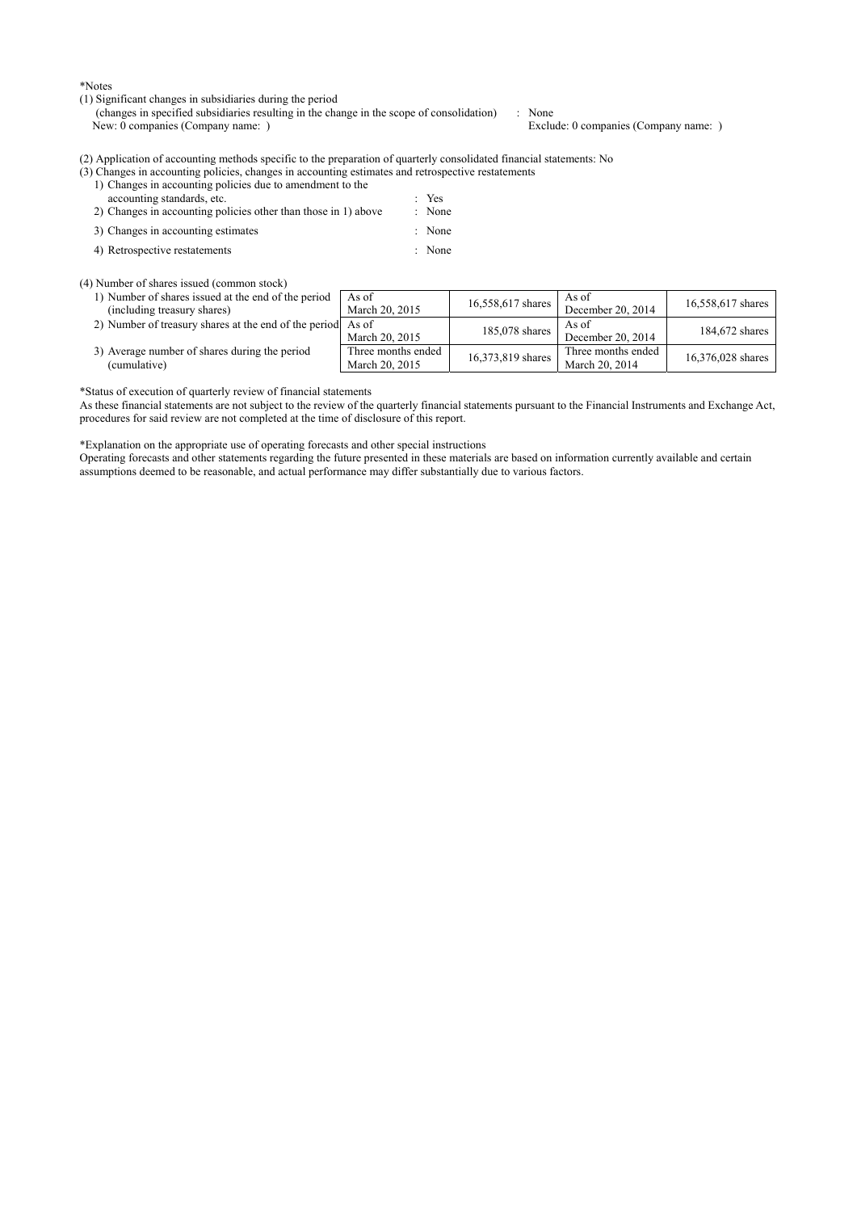*Notes

(1) Significant changes in subsidiaries during the period
(changes in specified subsidiaries resulting in the change in the scope of consolidation) : None
New: 0 companies (Company name: ) Exclude: 0 companies (Company name: )

(2) Application of accounting methods specific to the preparation of quarterly consolidated financial statements: No

(3) Changes in accounting policies, changes in accounting estimates and retrospective restatements

1) Changes in accounting policies due to amendment to the accounting standards, etc. : Yes
2) Changes in accounting policies other than those in 1) above : None
3) Changes in accounting estimates : None
4) Retrospective restatements : None

(4) Number of shares issued (common stock)

| | | | | |
|---|---|---|---|---|
| 1) Number of shares issued at the end of the period (including treasury shares) | As of March 20, 2015 | 16,558,617 shares | As of December 20, 2014 | 16,558,617 shares |
| 2) Number of treasury shares at the end of the period | As of March 20, 2015 | 185,078 shares | As of December 20, 2014 | 184,672 shares |
| 3) Average number of shares during the period (cumulative) | Three months ended March 20, 2015 | 16,373,819 shares | Three months ended March 20, 2014 | 16,376,028 shares |

*Status of execution of quarterly review of financial statements

As these financial statements are not subject to the review of the quarterly financial statements pursuant to the Financial Instruments and Exchange Act, procedures for said review are not completed at the time of disclosure of this report.

*Explanation on the appropriate use of operating forecasts and other special instructions

Operating forecasts and other statements regarding the future presented in these materials are based on information currently available and certain assumptions deemed to be reasonable, and actual performance may differ substantially due to various factors.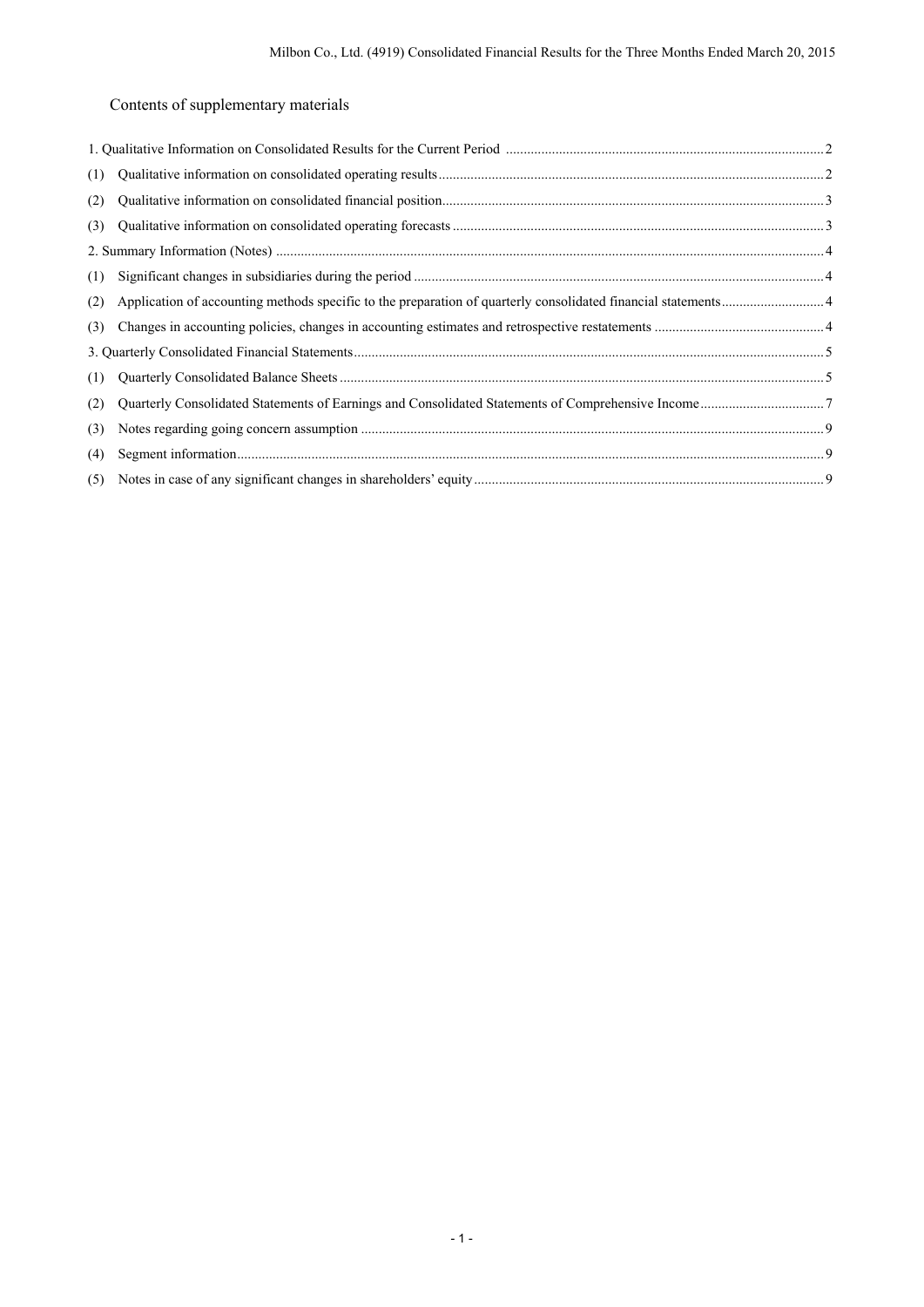## Contents of supplementary materials

1. Qualitative Information on Consolidated Results for the Current Period .......... 2
   - (1) Qualitative information on consolidated operating results .......... 2
   - (2) Qualitative information on consolidated financial position .......... 3
   - (3) Qualitative information on consolidated operating forecasts .......... 3
2. Summary Information (Notes) .......... 4
   - (1) Significant changes in subsidiaries during the period .......... 4
   - (2) Application of accounting methods specific to the preparation of quarterly consolidated financial statements .......... 4
   - (3) Changes in accounting policies, changes in accounting estimates and retrospective restatements .......... 4
3. Quarterly Consolidated Financial Statements .......... 5
   - (1) Quarterly Consolidated Balance Sheets .......... 5
   - (2) Quarterly Consolidated Statements of Earnings and Consolidated Statements of Comprehensive Income .......... 7
   - (3) Notes regarding going concern assumption .......... 9
   - (4) Segment information .......... 9
   - (5) Notes in case of any significant changes in shareholders' equity .......... 9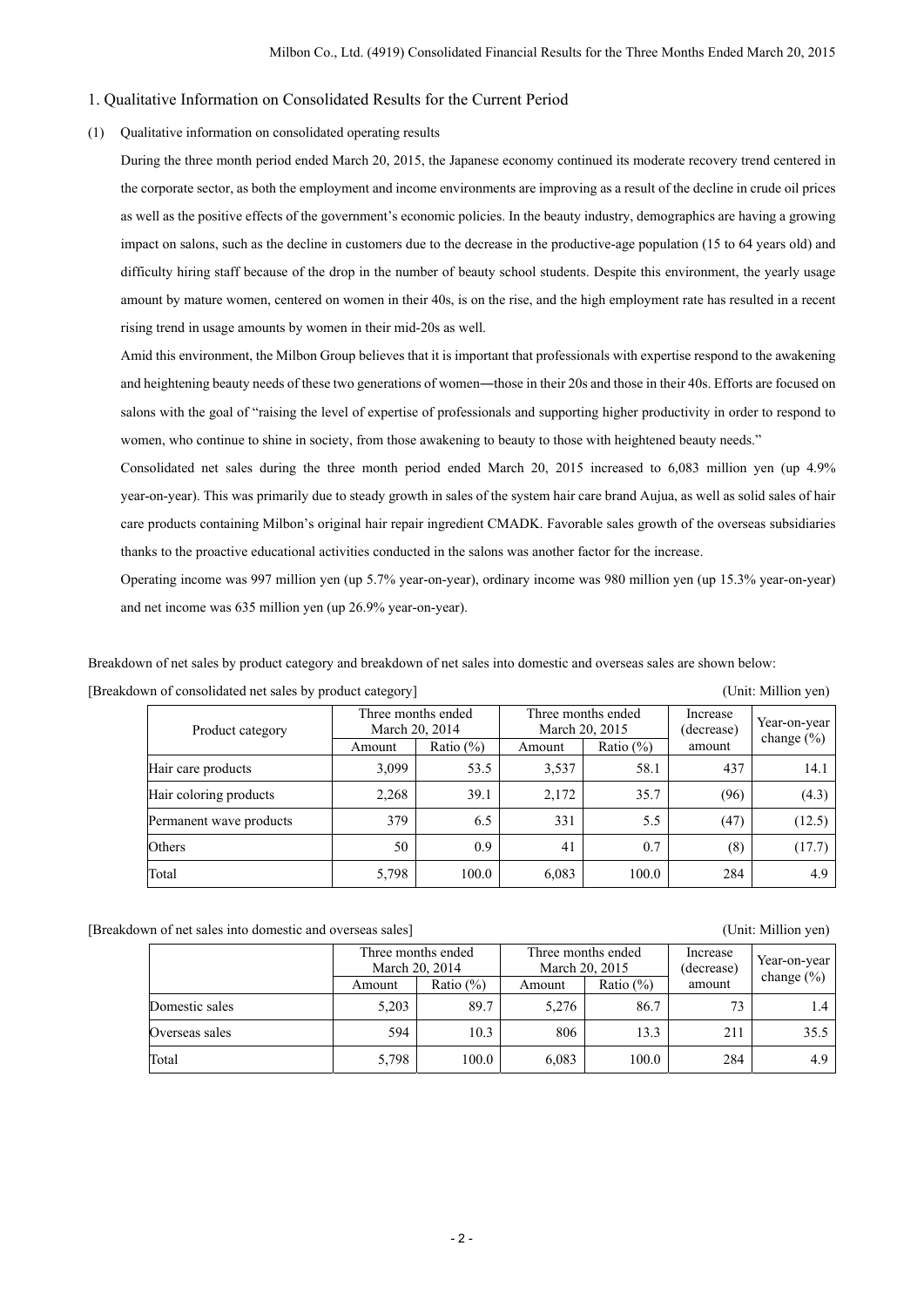## 1. Qualitative Information on Consolidated Results for the Current Period

### (1) Qualitative information on consolidated operating results

During the three month period ended March 20, 2015, the Japanese economy continued its moderate recovery trend centered in the corporate sector, as both the employment and income environments are improving as a result of the decline in crude oil prices as well as the positive effects of the government's economic policies. In the beauty industry, demographics are having a growing impact on salons, such as the decline in customers due to the decrease in the productive-age population (15 to 64 years old) and difficulty hiring staff because of the drop in the number of beauty school students. Despite this environment, the yearly usage amount by mature women, centered on women in their 40s, is on the rise, and the high employment rate has resulted in a recent rising trend in usage amounts by women in their mid-20s as well.

Amid this environment, the Milbon Group believes that it is important that professionals with expertise respond to the awakening and heightening beauty needs of these two generations of women―those in their 20s and those in their 40s. Efforts are focused on salons with the goal of "raising the level of expertise of professionals and supporting higher productivity in order to respond to women, who continue to shine in society, from those awakening to beauty to those with heightened beauty needs."

Consolidated net sales during the three month period ended March 20, 2015 increased to 6,083 million yen (up 4.9% year-on-year). This was primarily due to steady growth in sales of the system hair care brand Aujua, as well as solid sales of hair care products containing Milbon's original hair repair ingredient CMADK. Favorable sales growth of the overseas subsidiaries thanks to the proactive educational activities conducted in the salons was another factor for the increase.

Operating income was 997 million yen (up 5.7% year-on-year), ordinary income was 980 million yen (up 15.3% year-on-year) and net income was 635 million yen (up 26.9% year-on-year).

Breakdown of net sales by product category and breakdown of net sales into domestic and overseas sales are shown below:

[Breakdown of consolidated net sales by product category] (Unit: Million yen)

| Product category | Three months ended March 20, 2014 | | Three months ended March 20, 2015 | | Increase (decrease) amount | Year-on-year change (%) |
|---|---|---|---|---|---|---|
| | Amount | Ratio (%) | Amount | Ratio (%) | | |
| Hair care products | 3,099 | 53.5 | 3,537 | 58.1 | 437 | 14.1 |
| Hair coloring products | 2,268 | 39.1 | 2,172 | 35.7 | (96) | (4.3) |
| Permanent wave products | 379 | 6.5 | 331 | 5.5 | (47) | (12.5) |
| Others | 50 | 0.9 | 41 | 0.7 | (8) | (17.7) |
| Total | 5,798 | 100.0 | 6,083 | 100.0 | 284 | 4.9 |

[Breakdown of net sales into domestic and overseas sales] (Unit: Million yen)

| | Three months ended March 20, 2014 | | Three months ended March 20, 2015 | | Increase (decrease) amount | Year-on-year change (%) |
|---|---|---|---|---|---|---|
| | Amount | Ratio (%) | Amount | Ratio (%) | | |
| Domestic sales | 5,203 | 89.7 | 5,276 | 86.7 | 73 | 1.4 |
| Overseas sales | 594 | 10.3 | 806 | 13.3 | 211 | 35.5 |
| Total | 5,798 | 100.0 | 6,083 | 100.0 | 284 | 4.9 |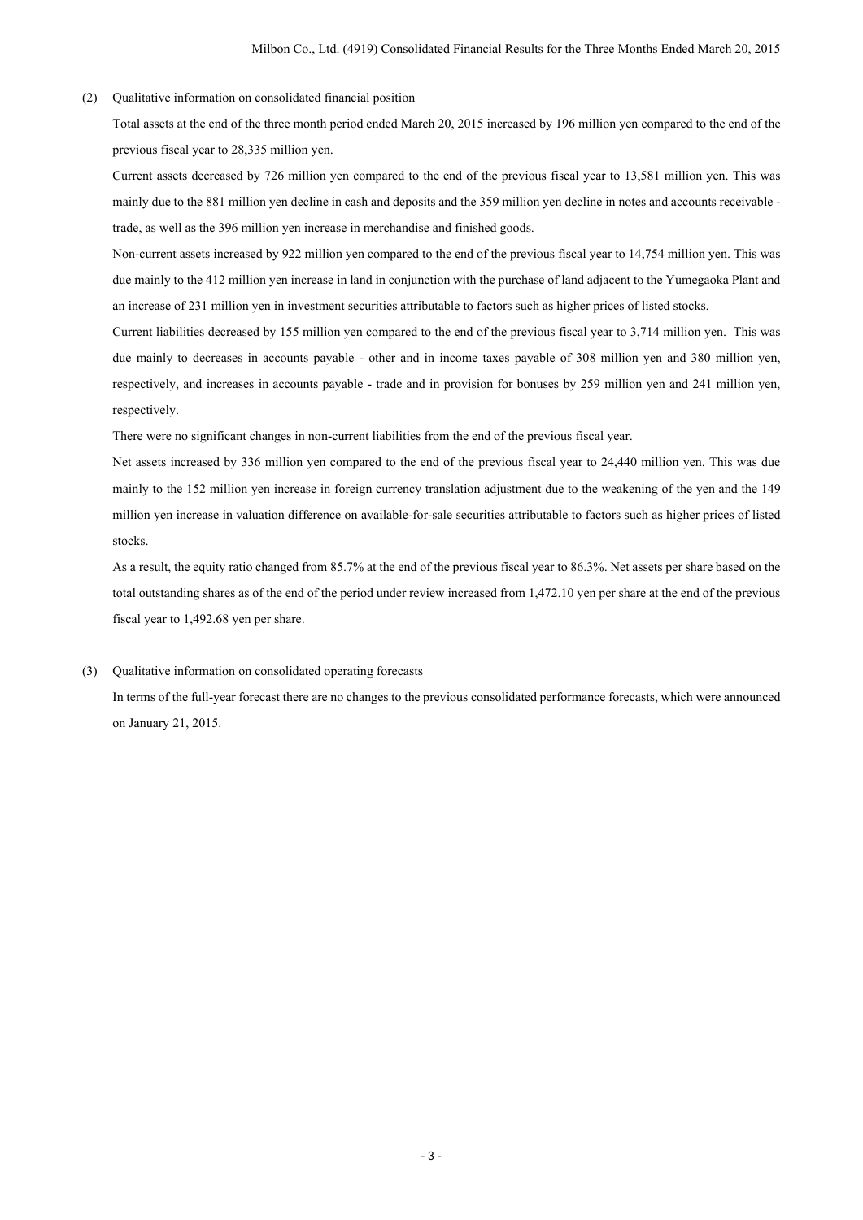(2) Qualitative information on consolidated financial position

Total assets at the end of the three month period ended March 20, 2015 increased by 196 million yen compared to the end of the previous fiscal year to 28,335 million yen.

Current assets decreased by 726 million yen compared to the end of the previous fiscal year to 13,581 million yen. This was mainly due to the 881 million yen decline in cash and deposits and the 359 million yen decline in notes and accounts receivable - trade, as well as the 396 million yen increase in merchandise and finished goods.

Non-current assets increased by 922 million yen compared to the end of the previous fiscal year to 14,754 million yen. This was due mainly to the 412 million yen increase in land in conjunction with the purchase of land adjacent to the Yumegaoka Plant and an increase of 231 million yen in investment securities attributable to factors such as higher prices of listed stocks.

Current liabilities decreased by 155 million yen compared to the end of the previous fiscal year to 3,714 million yen. This was due mainly to decreases in accounts payable - other and in income taxes payable of 308 million yen and 380 million yen, respectively, and increases in accounts payable - trade and in provision for bonuses by 259 million yen and 241 million yen, respectively.

There were no significant changes in non-current liabilities from the end of the previous fiscal year.

Net assets increased by 336 million yen compared to the end of the previous fiscal year to 24,440 million yen. This was due mainly to the 152 million yen increase in foreign currency translation adjustment due to the weakening of the yen and the 149 million yen increase in valuation difference on available-for-sale securities attributable to factors such as higher prices of listed stocks.

As a result, the equity ratio changed from 85.7% at the end of the previous fiscal year to 86.3%. Net assets per share based on the total outstanding shares as of the end of the period under review increased from 1,472.10 yen per share at the end of the previous fiscal year to 1,492.68 yen per share.

(3) Qualitative information on consolidated operating forecasts

In terms of the full-year forecast there are no changes to the previous consolidated performance forecasts, which were announced on January 21, 2015.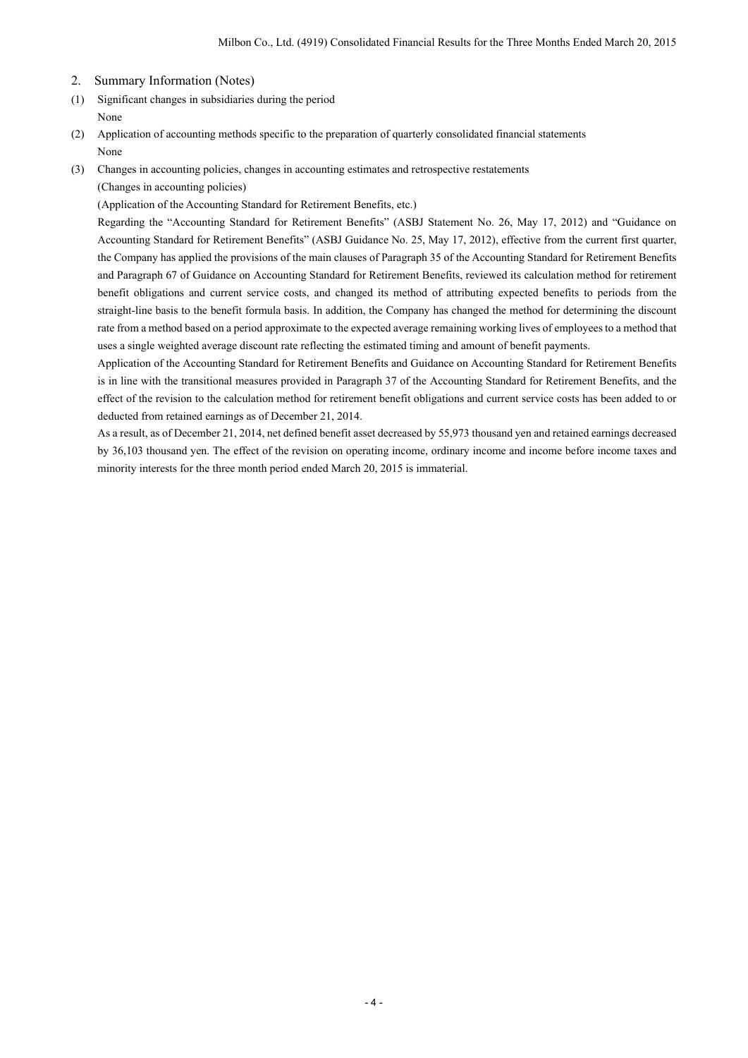## 2. Summary Information (Notes)

(1) Significant changes in subsidiaries during the period

None

(2) Application of accounting methods specific to the preparation of quarterly consolidated financial statements

None

(3) Changes in accounting policies, changes in accounting estimates and retrospective restatements

(Changes in accounting policies)

(Application of the Accounting Standard for Retirement Benefits, etc.)

Regarding the "Accounting Standard for Retirement Benefits" (ASBJ Statement No. 26, May 17, 2012) and "Guidance on Accounting Standard for Retirement Benefits" (ASBJ Guidance No. 25, May 17, 2012), effective from the current first quarter, the Company has applied the provisions of the main clauses of Paragraph 35 of the Accounting Standard for Retirement Benefits and Paragraph 67 of Guidance on Accounting Standard for Retirement Benefits, reviewed its calculation method for retirement benefit obligations and current service costs, and changed its method of attributing expected benefits to periods from the straight-line basis to the benefit formula basis. In addition, the Company has changed the method for determining the discount rate from a method based on a period approximate to the expected average remaining working lives of employees to a method that uses a single weighted average discount rate reflecting the estimated timing and amount of benefit payments.

Application of the Accounting Standard for Retirement Benefits and Guidance on Accounting Standard for Retirement Benefits is in line with the transitional measures provided in Paragraph 37 of the Accounting Standard for Retirement Benefits, and the effect of the revision to the calculation method for retirement benefit obligations and current service costs has been added to or deducted from retained earnings as of December 21, 2014.

As a result, as of December 21, 2014, net defined benefit asset decreased by 55,973 thousand yen and retained earnings decreased by 36,103 thousand yen. The effect of the revision on operating income, ordinary income and income before income taxes and minority interests for the three month period ended March 20, 2015 is immaterial.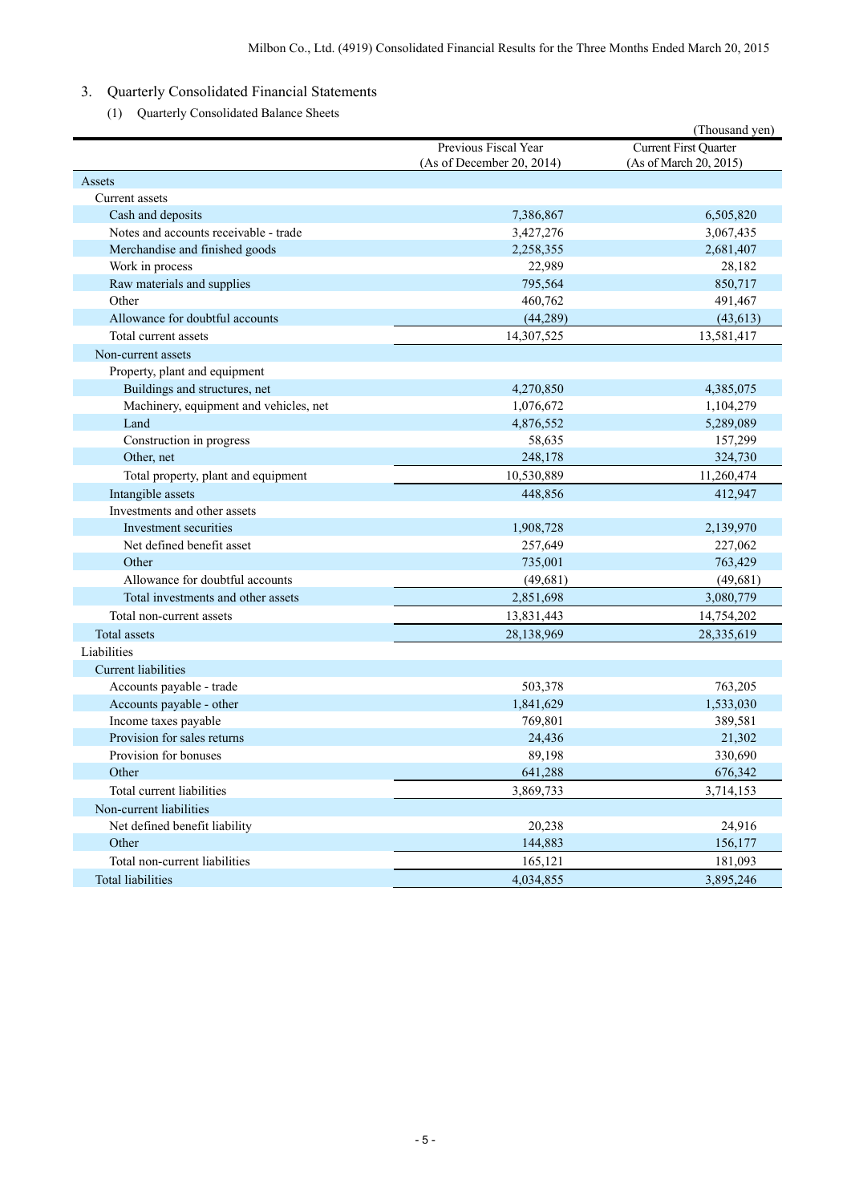## 3. Quarterly Consolidated Financial Statements

### (1) Quarterly Consolidated Balance Sheets

(Thousand yen)

| | Previous Fiscal Year (As of December 20, 2014) | Current First Quarter (As of March 20, 2015) |
|---|---|---|
| Assets | | |
| Current assets | | |
| Cash and deposits | 7,386,867 | 6,505,820 |
| Notes and accounts receivable - trade | 3,427,276 | 3,067,435 |
| Merchandise and finished goods | 2,258,355 | 2,681,407 |
| Work in process | 22,989 | 28,182 |
| Raw materials and supplies | 795,564 | 850,717 |
| Other | 460,762 | 491,467 |
| Allowance for doubtful accounts | (44,289) | (43,613) |
| Total current assets | 14,307,525 | 13,581,417 |
| Non-current assets | | |
| Property, plant and equipment | | |
| Buildings and structures, net | 4,270,850 | 4,385,075 |
| Machinery, equipment and vehicles, net | 1,076,672 | 1,104,279 |
| Land | 4,876,552 | 5,289,089 |
| Construction in progress | 58,635 | 157,299 |
| Other, net | 248,178 | 324,730 |
| Total property, plant and equipment | 10,530,889 | 11,260,474 |
| Intangible assets | 448,856 | 412,947 |
| Investments and other assets | | |
| Investment securities | 1,908,728 | 2,139,970 |
| Net defined benefit asset | 257,649 | 227,062 |
| Other | 735,001 | 763,429 |
| Allowance for doubtful accounts | (49,681) | (49,681) |
| Total investments and other assets | 2,851,698 | 3,080,779 |
| Total non-current assets | 13,831,443 | 14,754,202 |
| Total assets | 28,138,969 | 28,335,619 |
| Liabilities | | |
| Current liabilities | | |
| Accounts payable - trade | 503,378 | 763,205 |
| Accounts payable - other | 1,841,629 | 1,533,030 |
| Income taxes payable | 769,801 | 389,581 |
| Provision for sales returns | 24,436 | 21,302 |
| Provision for bonuses | 89,198 | 330,690 |
| Other | 641,288 | 676,342 |
| Total current liabilities | 3,869,733 | 3,714,153 |
| Non-current liabilities | | |
| Net defined benefit liability | 20,238 | 24,916 |
| Other | 144,883 | 156,177 |
| Total non-current liabilities | 165,121 | 181,093 |
| Total liabilities | 4,034,855 | 3,895,246 |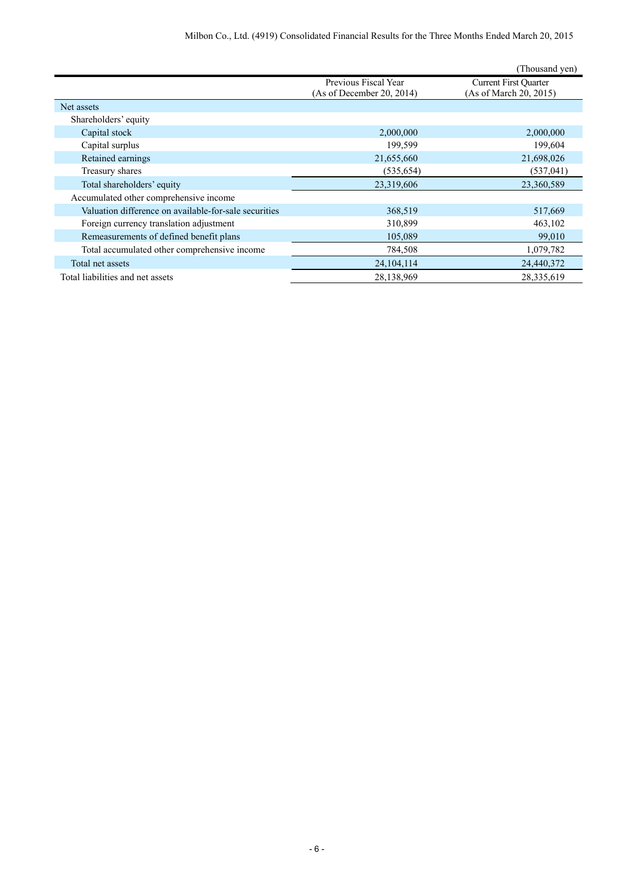(Thousand yen)

| | Previous Fiscal Year (As of December 20, 2014) | Current First Quarter (As of March 20, 2015) |
|---|---|---|
| Net assets | | |
| Shareholders' equity | | |
| Capital stock | 2,000,000 | 2,000,000 |
| Capital surplus | 199,599 | 199,604 |
| Retained earnings | 21,655,660 | 21,698,026 |
| Treasury shares | (535,654) | (537,041) |
| Total shareholders' equity | 23,319,606 | 23,360,589 |
| Accumulated other comprehensive income | | |
| Valuation difference on available-for-sale securities | 368,519 | 517,669 |
| Foreign currency translation adjustment | 310,899 | 463,102 |
| Remeasurements of defined benefit plans | 105,089 | 99,010 |
| Total accumulated other comprehensive income | 784,508 | 1,079,782 |
| Total net assets | 24,104,114 | 24,440,372 |
| Total liabilities and net assets | 28,138,969 | 28,335,619 |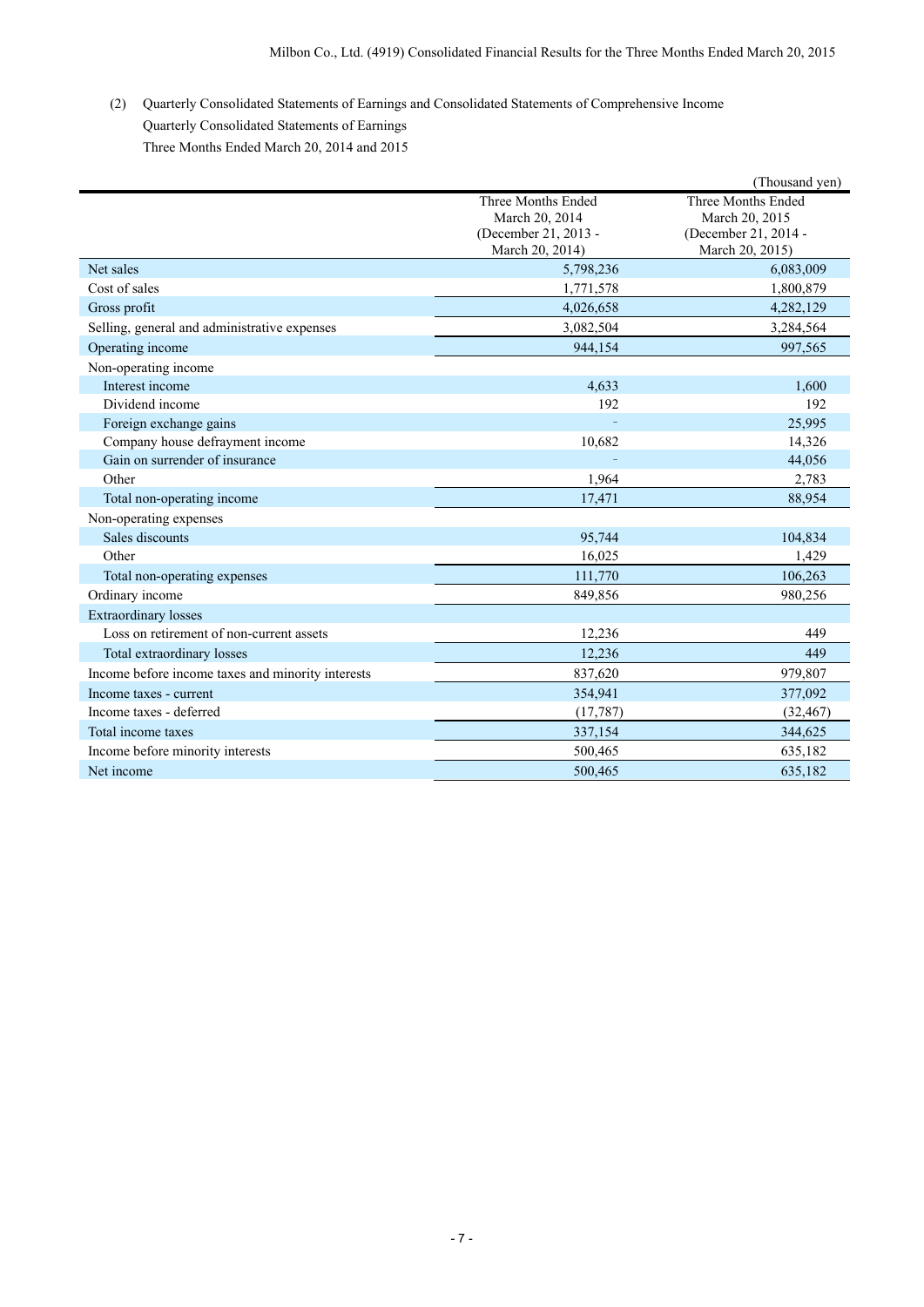(2) Quarterly Consolidated Statements of Earnings and Consolidated Statements of Comprehensive Income

Quarterly Consolidated Statements of Earnings

Three Months Ended March 20, 2014 and 2015

(Thousand yen)

| | Three Months Ended March 20, 2014 (December 21, 2013 - March 20, 2014) | Three Months Ended March 20, 2015 (December 21, 2014 - March 20, 2015) |
|---|---|---|
| Net sales | 5,798,236 | 6,083,009 |
| Cost of sales | 1,771,578 | 1,800,879 |
| Gross profit | 4,026,658 | 4,282,129 |
| Selling, general and administrative expenses | 3,082,504 | 3,284,564 |
| Operating income | 944,154 | 997,565 |
| Non-operating income | | |
| Interest income | 4,633 | 1,600 |
| Dividend income | 192 | 192 |
| Foreign exchange gains | - | 25,995 |
| Company house defrayment income | 10,682 | 14,326 |
| Gain on surrender of insurance | - | 44,056 |
| Other | 1,964 | 2,783 |
| Total non-operating income | 17,471 | 88,954 |
| Non-operating expenses | | |
| Sales discounts | 95,744 | 104,834 |
| Other | 16,025 | 1,429 |
| Total non-operating expenses | 111,770 | 106,263 |
| Ordinary income | 849,856 | 980,256 |
| Extraordinary losses | | |
| Loss on retirement of non-current assets | 12,236 | 449 |
| Total extraordinary losses | 12,236 | 449 |
| Income before income taxes and minority interests | 837,620 | 979,807 |
| Income taxes - current | 354,941 | 377,092 |
| Income taxes - deferred | (17,787) | (32,467) |
| Total income taxes | 337,154 | 344,625 |
| Income before minority interests | 500,465 | 635,182 |
| Net income | 500,465 | 635,182 |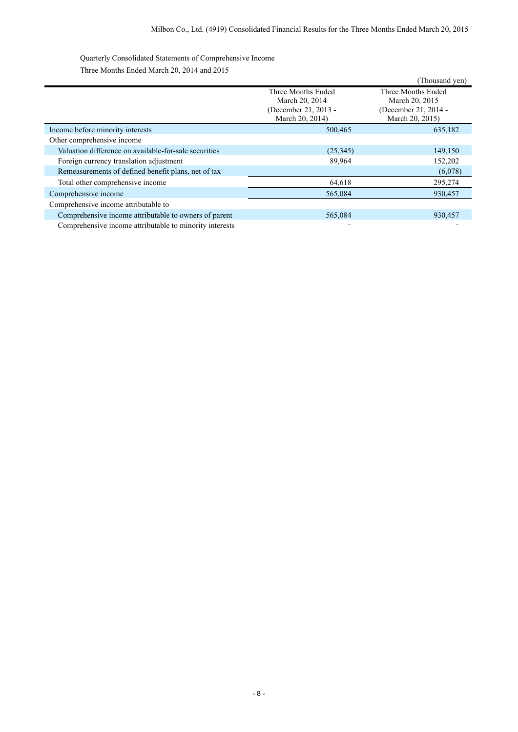Quarterly Consolidated Statements of Comprehensive Income

Three Months Ended March 20, 2014 and 2015

(Thousand yen)

| | Three Months Ended March 20, 2014 (December 21, 2013 - March 20, 2014) | Three Months Ended March 20, 2015 (December 21, 2014 - March 20, 2015) |
|---|---|---|
| Income before minority interests | 500,465 | 635,182 |
| Other comprehensive income | | |
| Valuation difference on available-for-sale securities | (25,345) | 149,150 |
| Foreign currency translation adjustment | 89,964 | 152,202 |
| Remeasurements of defined benefit plans, net of tax | - | (6,078) |
| Total other comprehensive income | 64,618 | 295,274 |
| Comprehensive income | 565,084 | 930,457 |
| Comprehensive income attributable to | | |
| Comprehensive income attributable to owners of parent | 565,084 | 930,457 |
| Comprehensive income attributable to minority interests | - | - |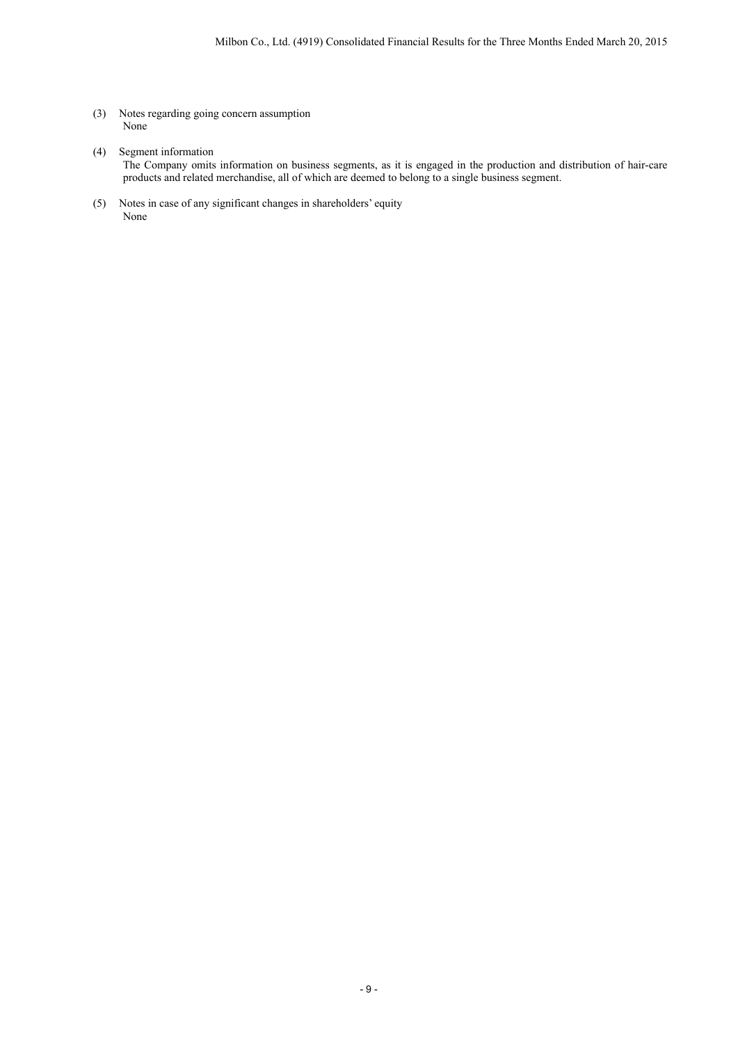(3) Notes regarding going concern assumption
None

(4) Segment information
The Company omits information on business segments, as it is engaged in the production and distribution of hair-care products and related merchandise, all of which are deemed to belong to a single business segment.

(5) Notes in case of any significant changes in shareholders' equity
None